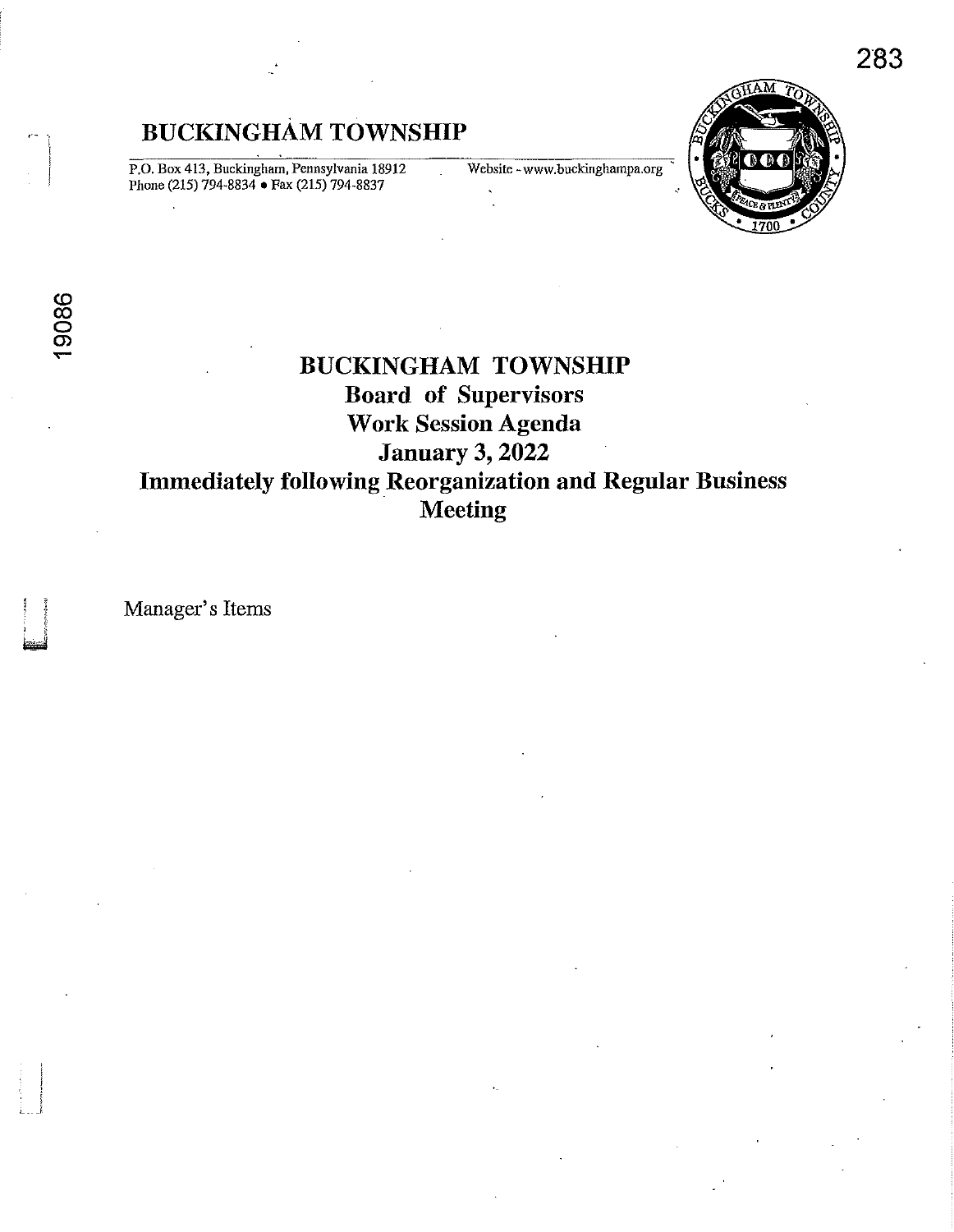# BUCKINGHAM TOWNSHIP

P.O. Box 413, Buckingham, Pennsylvania 18912
Phone (215) 794-8834 • Fax (215) 794-8837

Website - www.buckinghampa.org

## BUCKINGHAM TOWNSHIP
## Board of Supervisors
## Work Session Agenda
## January 3, 2022
## Immediately following Reorganization and Regular Business Meeting

Manager's Items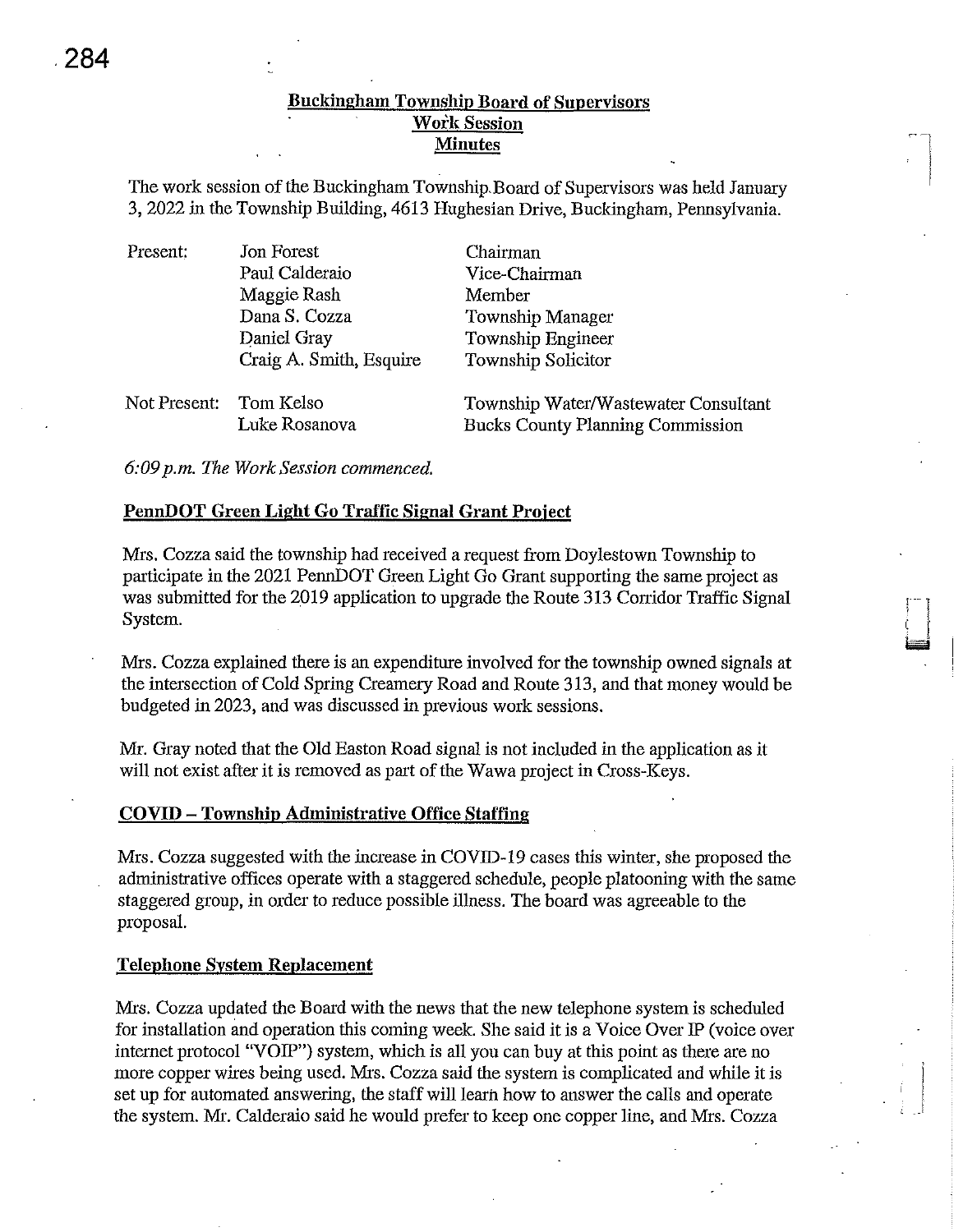**Buckingham Township Board of Supervisors**
**Work Session**
**Minutes**

The work session of the Buckingham Township Board of Supervisors was held January 3, 2022 in the Township Building, 4613 Hughesian Drive, Buckingham, Pennsylvania.

| | | |
|---|---|---|
| Present: | Jon Forest | Chairman |
| | Paul Calderaio | Vice-Chairman |
| | Maggie Rash | Member |
| | Dana S. Cozza | Township Manager |
| | Daniel Gray | Township Engineer |
| | Craig A. Smith, Esquire | Township Solicitor |
| Not Present: | Tom Kelso | Township Water/Wastewater Consultant |
| | Luke Rosanova | Bucks County Planning Commission |

*6:09 p.m. The Work Session commenced.*

**PennDOT Green Light Go Traffic Signal Grant Project**

Mrs. Cozza said the township had received a request from Doylestown Township to participate in the 2021 PennDOT Green Light Go Grant supporting the same project as was submitted for the 2019 application to upgrade the Route 313 Corridor Traffic Signal System.

Mrs. Cozza explained there is an expenditure involved for the township owned signals at the intersection of Cold Spring Creamery Road and Route 313, and that money would be budgeted in 2023, and was discussed in previous work sessions.

Mr. Gray noted that the Old Easton Road signal is not included in the application as it will not exist after it is removed as part of the Wawa project in Cross-Keys.

**COVID – Township Administrative Office Staffing**

Mrs. Cozza suggested with the increase in COVID-19 cases this winter, she proposed the administrative offices operate with a staggered schedule, people platooning with the same staggered group, in order to reduce possible illness. The board was agreeable to the proposal.

**Telephone System Replacement**

Mrs. Cozza updated the Board with the news that the new telephone system is scheduled for installation and operation this coming week. She said it is a Voice Over IP (voice over internet protocol "VOIP") system, which is all you can buy at this point as there are no more copper wires being used. Mrs. Cozza said the system is complicated and while it is set up for automated answering, the staff will learn how to answer the calls and operate the system. Mr. Calderaio said he would prefer to keep one copper line, and Mrs. Cozza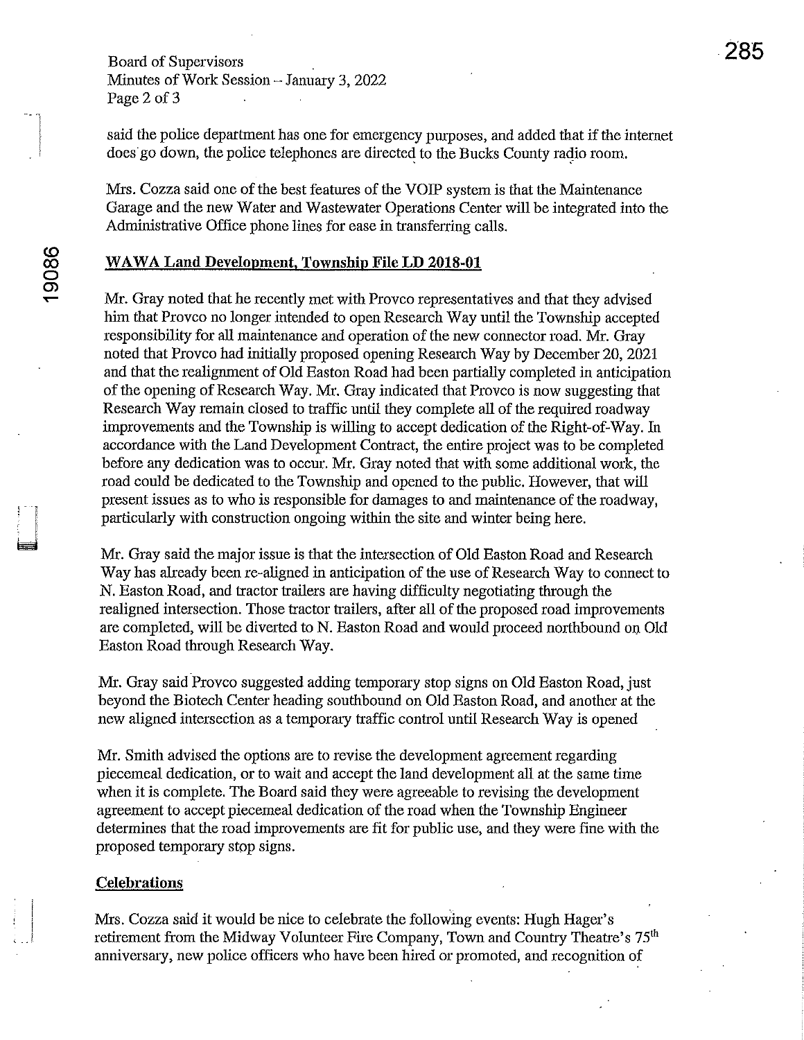said the police department has one for emergency purposes, and added that if the internet does go down, the police telephones are directed to the Bucks County radio room.

Mrs. Cozza said one of the best features of the VOIP system is that the Maintenance Garage and the new Water and Wastewater Operations Center will be integrated into the Administrative Office phone lines for ease in transferring calls.

## WAWA Land Development, Township File LD 2018-01

Mr. Gray noted that he recently met with Provco representatives and that they advised him that Provco no longer intended to open Research Way until the Township accepted responsibility for all maintenance and operation of the new connector road. Mr. Gray noted that Provco had initially proposed opening Research Way by December 20, 2021 and that the realignment of Old Easton Road had been partially completed in anticipation of the opening of Research Way. Mr. Gray indicated that Provco is now suggesting that Research Way remain closed to traffic until they complete all of the required roadway improvements and the Township is willing to accept dedication of the Right-of-Way. In accordance with the Land Development Contract, the entire project was to be completed before any dedication was to occur. Mr. Gray noted that with some additional work, the road could be dedicated to the Township and opened to the public. However, that will present issues as to who is responsible for damages to and maintenance of the roadway, particularly with construction ongoing within the site and winter being here.

Mr. Gray said the major issue is that the intersection of Old Easton Road and Research Way has already been re-aligned in anticipation of the use of Research Way to connect to N. Easton Road, and tractor trailers are having difficulty negotiating through the realigned intersection. Those tractor trailers, after all of the proposed road improvements are completed, will be diverted to N. Easton Road and would proceed northbound on Old Easton Road through Research Way.

Mr. Gray said Provco suggested adding temporary stop signs on Old Easton Road, just beyond the Biotech Center heading southbound on Old Easton Road, and another at the new aligned intersection as a temporary traffic control until Research Way is opened

Mr. Smith advised the options are to revise the development agreement regarding piecemeal dedication, or to wait and accept the land development all at the same time when it is complete. The Board said they were agreeable to revising the development agreement to accept piecemeal dedication of the road when the Township Engineer determines that the road improvements are fit for public use, and they were fine with the proposed temporary stop signs.

## Celebrations

Mrs. Cozza said it would be nice to celebrate the following events: Hugh Hager's retirement from the Midway Volunteer Fire Company, Town and Country Theatre's 75th anniversary, new police officers who have been hired or promoted, and recognition of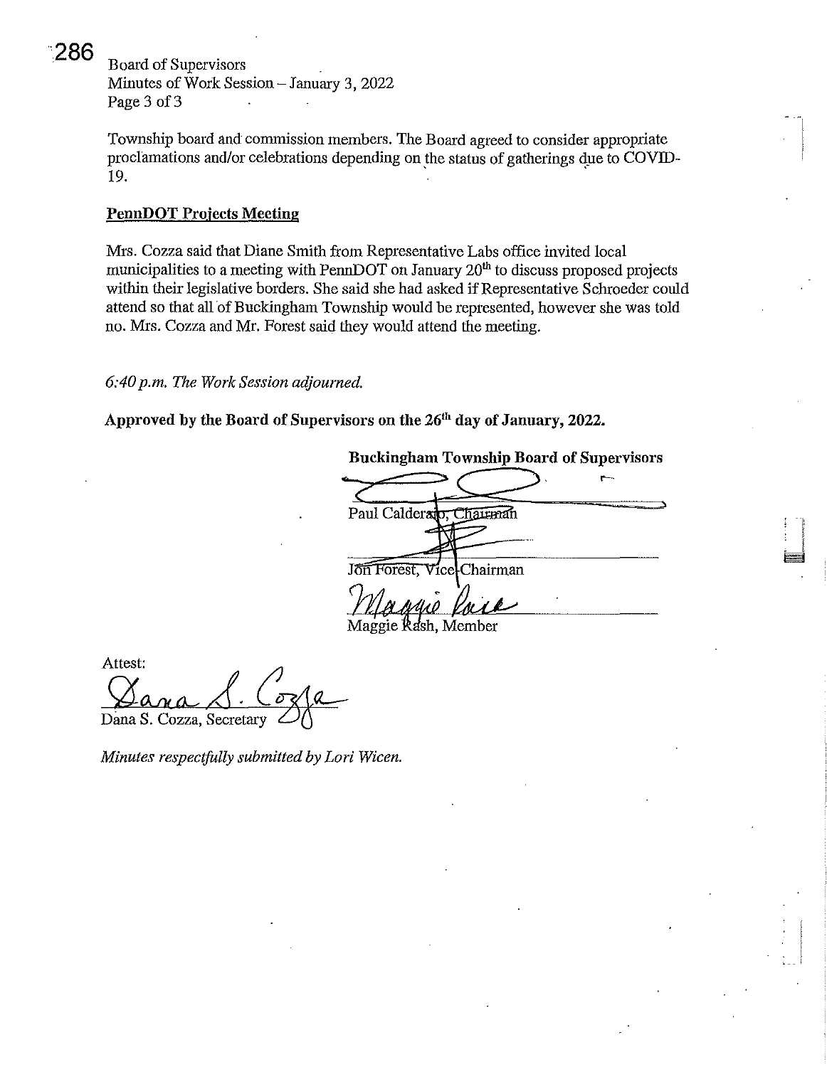Township board and commission members. The Board agreed to consider appropriate proclamations and/or celebrations depending on the status of gatherings due to COVID-19.

**PennDOT Projects Meeting**

Mrs. Cozza said that Diane Smith from Representative Labs office invited local municipalities to a meeting with PennDOT on January 20th to discuss proposed projects within their legislative borders. She said she had asked if Representative Schroeder could attend so that all of Buckingham Township would be represented, however she was told no. Mrs. Cozza and Mr. Forest said they would attend the meeting.

*6:40 p.m. The Work Session adjourned.*

**Approved by the Board of Supervisors on the 26th day of January, 2022.**

**Buckingham Township Board of Supervisors**

Paul Calderaio, Chairman

Jon Forest, Vice-Chairman

Maggie Rash, Member

Attest:

Dana S. Cozza, Secretary

*Minutes respectfully submitted by Lori Wicen.*